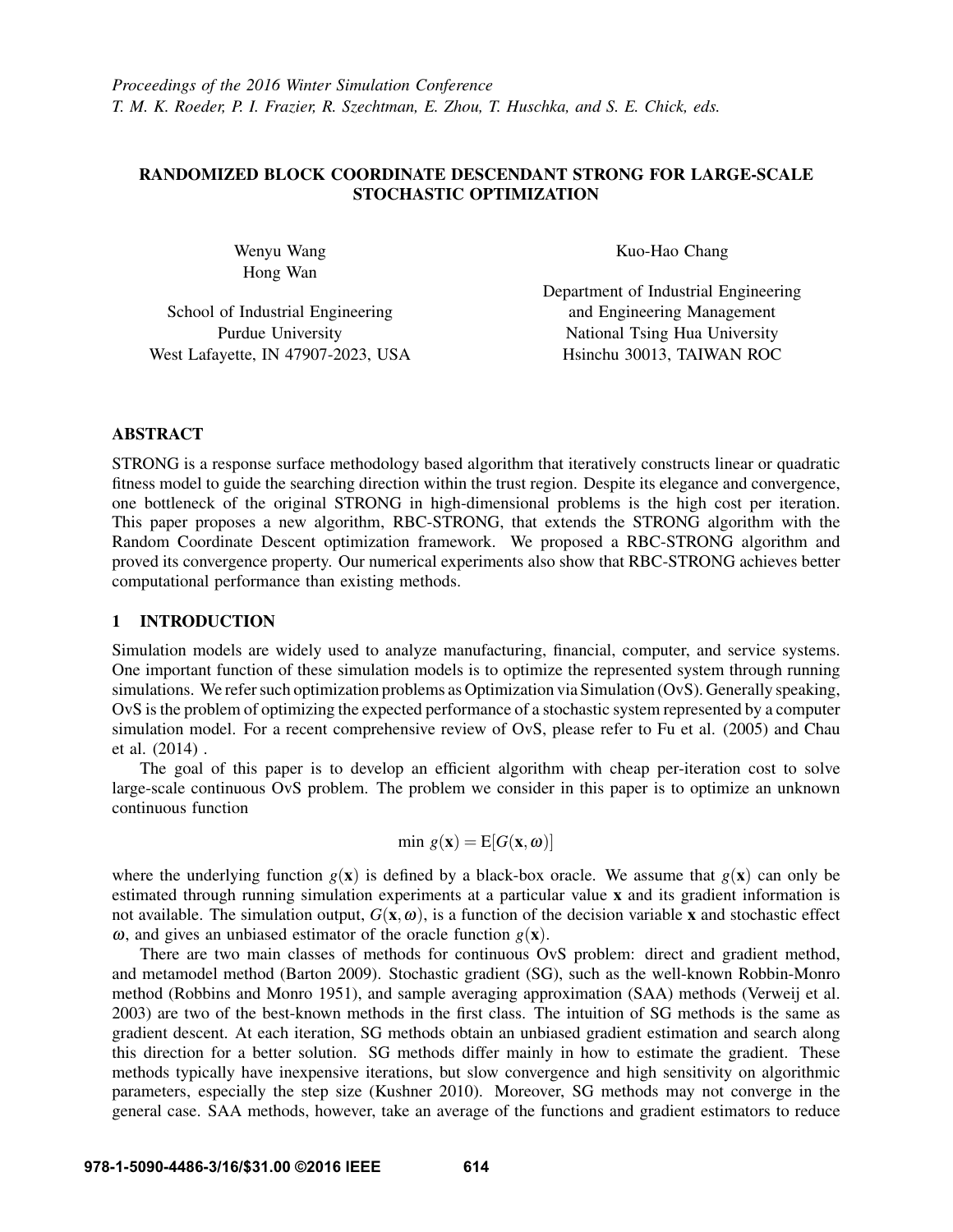*Proceedings of the 2016 Winter Simulation Conference*
*T. M. K. Roeder, P. I. Frazier, R. Szechtman, E. Zhou, T. Huschka, and S. E. Chick, eds.*

# RANDOMIZED BLOCK COORDINATE DESCENDANT STRONG FOR LARGE-SCALE STOCHASTIC OPTIMIZATION

Wenyu Wang
Hong Wan

School of Industrial Engineering
Purdue University
West Lafayette, IN 47907-2023, USA

Kuo-Hao Chang

Department of Industrial Engineering
and Engineering Management
National Tsing Hua University
Hsinchu 30013, TAIWAN ROC

## ABSTRACT

STRONG is a response surface methodology based algorithm that iteratively constructs linear or quadratic fitness model to guide the searching direction within the trust region. Despite its elegance and convergence, one bottleneck of the original STRONG in high-dimensional problems is the high cost per iteration. This paper proposes a new algorithm, RBC-STRONG, that extends the STRONG algorithm with the Random Coordinate Descent optimization framework. We proposed a RBC-STRONG algorithm and proved its convergence property. Our numerical experiments also show that RBC-STRONG achieves better computational performance than existing methods.

## 1 INTRODUCTION

Simulation models are widely used to analyze manufacturing, financial, computer, and service systems. One important function of these simulation models is to optimize the represented system through running simulations. We refer such optimization problems as Optimization via Simulation (OvS). Generally speaking, OvS is the problem of optimizing the expected performance of a stochastic system represented by a computer simulation model. For a recent comprehensive review of OvS, please refer to Fu et al. (2005) and Chau et al. (2014) .

The goal of this paper is to develop an efficient algorithm with cheap per-iteration cost to solve large-scale continuous OvS problem. The problem we consider in this paper is to optimize an unknown continuous function

$$\min\ g(\mathbf{x}) = \mathrm{E}[G(\mathbf{x}, \omega)]$$

where the underlying function $g(\mathbf{x})$ is defined by a black-box oracle. We assume that $g(\mathbf{x})$ can only be estimated through running simulation experiments at a particular value $\mathbf{x}$ and its gradient information is not available. The simulation output, $G(\mathbf{x}, \omega)$, is a function of the decision variable $\mathbf{x}$ and stochastic effect $\omega$, and gives an unbiased estimator of the oracle function $g(\mathbf{x})$.

There are two main classes of methods for continuous OvS problem: direct and gradient method, and metamodel method (Barton 2009). Stochastic gradient (SG), such as the well-known Robbin-Monro method (Robbins and Monro 1951), and sample averaging approximation (SAA) methods (Verweij et al. 2003) are two of the best-known methods in the first class. The intuition of SG methods is the same as gradient descent. At each iteration, SG methods obtain an unbiased gradient estimation and search along this direction for a better solution. SG methods differ mainly in how to estimate the gradient. These methods typically have inexpensive iterations, but slow convergence and high sensitivity on algorithmic parameters, especially the step size (Kushner 2010). Moreover, SG methods may not converge in the general case. SAA methods, however, take an average of the functions and gradient estimators to reduce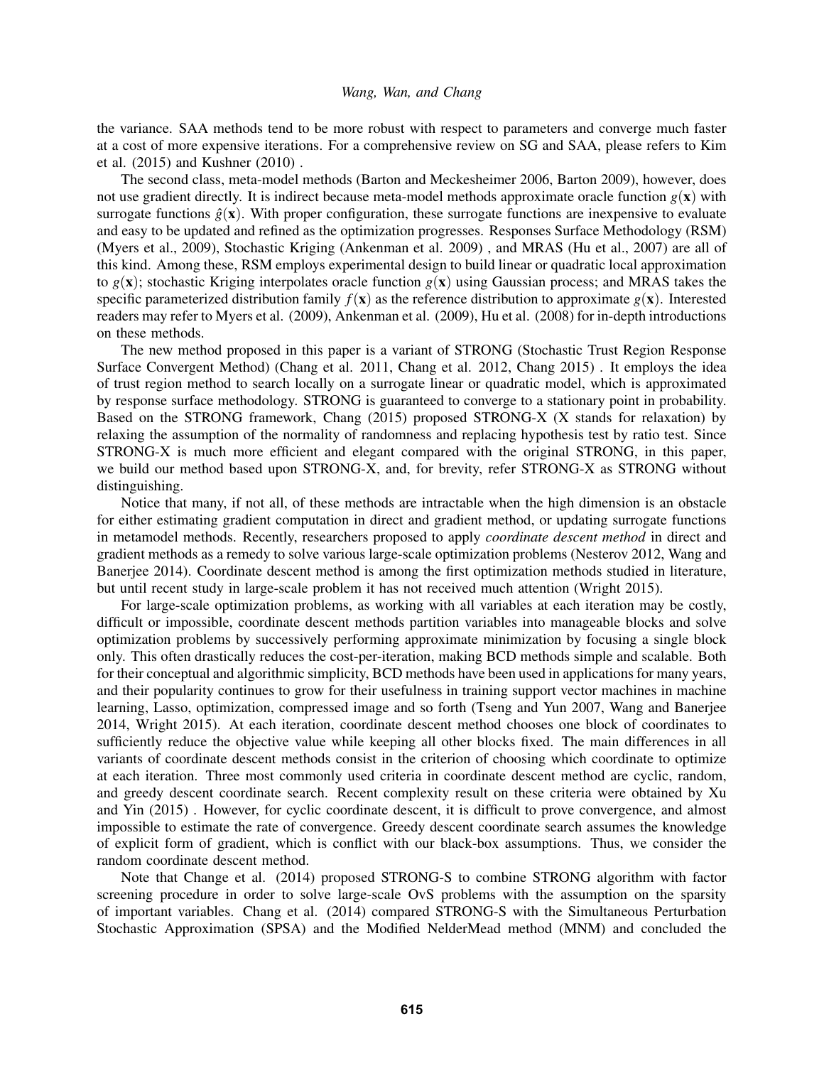the variance. SAA methods tend to be more robust with respect to parameters and converge much faster at a cost of more expensive iterations. For a comprehensive review on SG and SAA, please refers to Kim et al. (2015) and Kushner (2010) .

The second class, meta-model methods (Barton and Meckesheimer 2006, Barton 2009), however, does not use gradient directly. It is indirect because meta-model methods approximate oracle function $g(\mathbf{x})$ with surrogate functions $\hat{g}(\mathbf{x})$. With proper configuration, these surrogate functions are inexpensive to evaluate and easy to be updated and refined as the optimization progresses. Responses Surface Methodology (RSM) (Myers et al., 2009), Stochastic Kriging (Ankenman et al. 2009) , and MRAS (Hu et al., 2007) are all of this kind. Among these, RSM employs experimental design to build linear or quadratic local approximation to $g(\mathbf{x})$; stochastic Kriging interpolates oracle function $g(\mathbf{x})$ using Gaussian process; and MRAS takes the specific parameterized distribution family $f(\mathbf{x})$ as the reference distribution to approximate $g(\mathbf{x})$. Interested readers may refer to Myers et al. (2009), Ankenman et al. (2009), Hu et al. (2008) for in-depth introductions on these methods.

The new method proposed in this paper is a variant of STRONG (Stochastic Trust Region Response Surface Convergent Method) (Chang et al. 2011, Chang et al. 2012, Chang 2015) . It employs the idea of trust region method to search locally on a surrogate linear or quadratic model, which is approximated by response surface methodology. STRONG is guaranteed to converge to a stationary point in probability. Based on the STRONG framework, Chang (2015) proposed STRONG-X (X stands for relaxation) by relaxing the assumption of the normality of randomness and replacing hypothesis test by ratio test. Since STRONG-X is much more efficient and elegant compared with the original STRONG, in this paper, we build our method based upon STRONG-X, and, for brevity, refer STRONG-X as STRONG without distinguishing.

Notice that many, if not all, of these methods are intractable when the high dimension is an obstacle for either estimating gradient computation in direct and gradient method, or updating surrogate functions in metamodel methods. Recently, researchers proposed to apply *coordinate descent method* in direct and gradient methods as a remedy to solve various large-scale optimization problems (Nesterov 2012, Wang and Banerjee 2014). Coordinate descent method is among the first optimization methods studied in literature, but until recent study in large-scale problem it has not received much attention (Wright 2015).

For large-scale optimization problems, as working with all variables at each iteration may be costly, difficult or impossible, coordinate descent methods partition variables into manageable blocks and solve optimization problems by successively performing approximate minimization by focusing a single block only. This often drastically reduces the cost-per-iteration, making BCD methods simple and scalable. Both for their conceptual and algorithmic simplicity, BCD methods have been used in applications for many years, and their popularity continues to grow for their usefulness in training support vector machines in machine learning, Lasso, optimization, compressed image and so forth (Tseng and Yun 2007, Wang and Banerjee 2014, Wright 2015). At each iteration, coordinate descent method chooses one block of coordinates to sufficiently reduce the objective value while keeping all other blocks fixed. The main differences in all variants of coordinate descent methods consist in the criterion of choosing which coordinate to optimize at each iteration. Three most commonly used criteria in coordinate descent method are cyclic, random, and greedy descent coordinate search. Recent complexity result on these criteria were obtained by Xu and Yin (2015) . However, for cyclic coordinate descent, it is difficult to prove convergence, and almost impossible to estimate the rate of convergence. Greedy descent coordinate search assumes the knowledge of explicit form of gradient, which is conflict with our black-box assumptions. Thus, we consider the random coordinate descent method.

Note that Change et al. (2014) proposed STRONG-S to combine STRONG algorithm with factor screening procedure in order to solve large-scale OvS problems with the assumption on the sparsity of important variables. Chang et al. (2014) compared STRONG-S with the Simultaneous Perturbation Stochastic Approximation (SPSA) and the Modified NelderMead method (MNM) and concluded the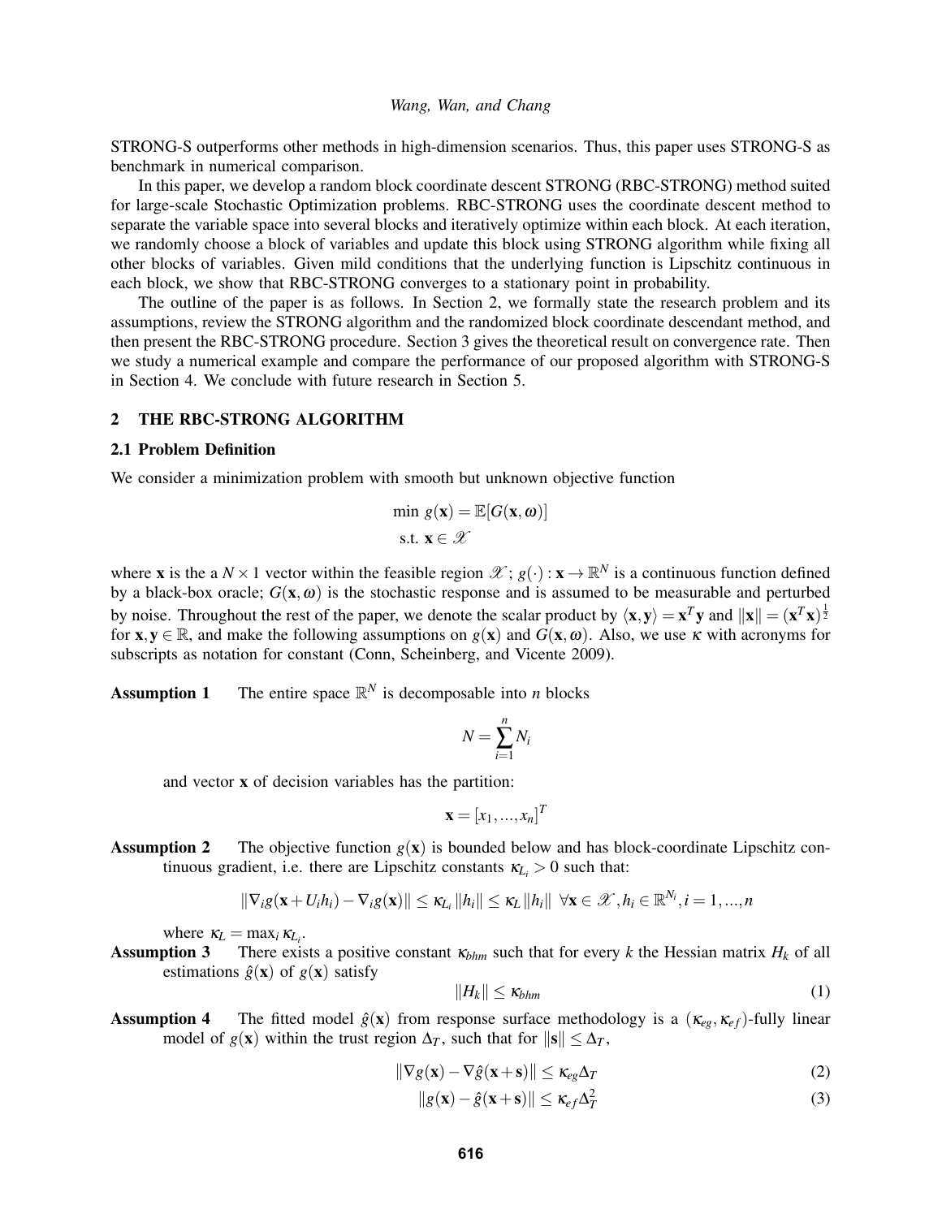STRONG-S outperforms other methods in high-dimension scenarios. Thus, this paper uses STRONG-S as benchmark in numerical comparison.

In this paper, we develop a random block coordinate descent STRONG (RBC-STRONG) method suited for large-scale Stochastic Optimization problems. RBC-STRONG uses the coordinate descent method to separate the variable space into several blocks and iteratively optimize within each block. At each iteration, we randomly choose a block of variables and update this block using STRONG algorithm while fixing all other blocks of variables. Given mild conditions that the underlying function is Lipschitz continuous in each block, we show that RBC-STRONG converges to a stationary point in probability.

The outline of the paper is as follows. In Section 2, we formally state the research problem and its assumptions, review the STRONG algorithm and the randomized block coordinate descendant method, and then present the RBC-STRONG procedure. Section 3 gives the theoretical result on convergence rate. Then we study a numerical example and compare the performance of our proposed algorithm with STRONG-S in Section 4. We conclude with future research in Section 5.

## 2 THE RBC-STRONG ALGORITHM

### 2.1 Problem Definition

We consider a minimization problem with smooth but unknown objective function

$$\begin{aligned} \min\ & g(\mathbf{x}) = \mathbb{E}[G(\mathbf{x},\omega)] \\ \text{s.t. } & \mathbf{x} \in \mathscr{X} \end{aligned}$$

where $\mathbf{x}$ is the a $N \times 1$ vector within the feasible region $\mathscr{X}$; $g(\cdot): \mathbf{x} \to \mathbb{R}^N$ is a continuous function defined by a black-box oracle; $G(\mathbf{x},\omega)$ is the stochastic response and is assumed to be measurable and perturbed by noise. Throughout the rest of the paper, we denote the scalar product by $\langle \mathbf{x},\mathbf{y}\rangle = \mathbf{x}^T\mathbf{y}$ and $\|\mathbf{x}\| = (\mathbf{x}^T\mathbf{x})^{\frac{1}{2}}$ for $\mathbf{x},\mathbf{y} \in \mathbb{R}$, and make the following assumptions on $g(\mathbf{x})$ and $G(\mathbf{x},\omega)$. Also, we use $\kappa$ with acronyms for subscripts as notation for constant (Conn, Scheinberg, and Vicente 2009).

**Assumption 1** The entire space $\mathbb{R}^N$ is decomposable into $n$ blocks

$$N = \sum_{i=1}^{n} N_i$$

and vector $\mathbf{x}$ of decision variables has the partition:

$$\mathbf{x} = [x_1,\ldots,x_n]^T$$

**Assumption 2** The objective function $g(\mathbf{x})$ is bounded below and has block-coordinate Lipschitz continuous gradient, i.e. there are Lipschitz constants $\kappa_{L_i} > 0$ such that:

$$\|\nabla_i g(\mathbf{x}+U_i h_i) - \nabla_i g(\mathbf{x})\| \leq \kappa_{L_i}\|h_i\| \leq \kappa_L \|h_i\| \ \ \forall \mathbf{x} \in \mathscr{X}, h_i \in \mathbb{R}^{N_i}, i = 1,\ldots,n$$

where $\kappa_L = \max_i \kappa_{L_i}$.

**Assumption 3** There exists a positive constant $\kappa_{bhm}$ such that for every $k$ the Hessian matrix $H_k$ of all estimations $\hat{g}(\mathbf{x})$ of $g(\mathbf{x})$ satisfy

$$\|H_k\| \leq \kappa_{bhm} \tag{1}$$

**Assumption 4** The fitted model $\hat{g}(\mathbf{x})$ from response surface methodology is a $(\kappa_{eg},\kappa_{ef})$-fully linear model of $g(\mathbf{x})$ within the trust region $\Delta_T$, such that for $\|\mathbf{s}\| \leq \Delta_T$,

$$\|\nabla g(\mathbf{x}) - \nabla \hat{g}(\mathbf{x}+\mathbf{s})\| \leq \kappa_{eg}\Delta_T \tag{2}$$

$$\|g(\mathbf{x}) - \hat{g}(\mathbf{x}+\mathbf{s})\| \leq \kappa_{ef}\Delta_T^2 \tag{3}$$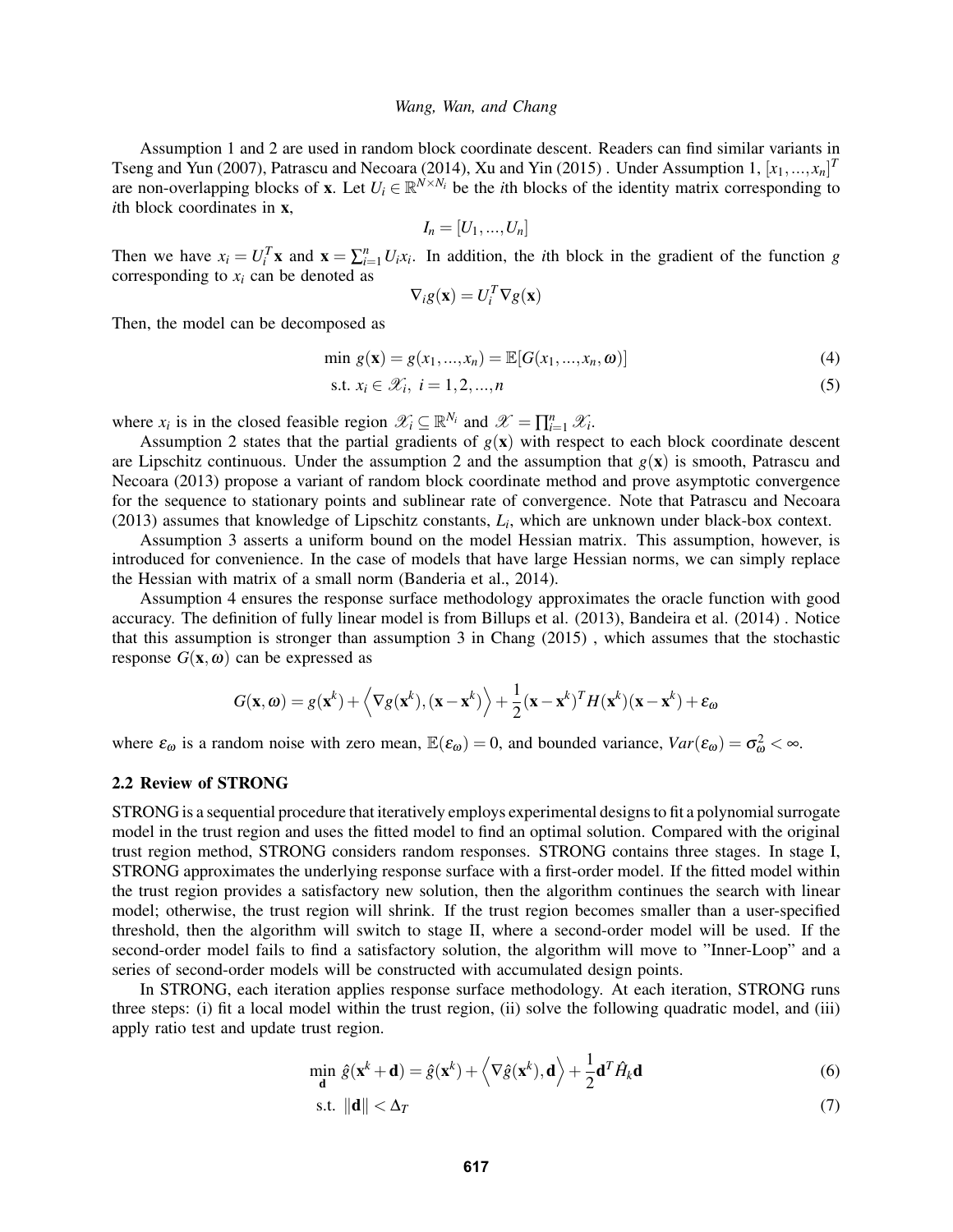Assumption 1 and 2 are used in random block coordinate descent. Readers can find similar variants in Tseng and Yun (2007), Patrascu and Necoara (2014), Xu and Yin (2015) . Under Assumption 1, $[x_1, ..., x_n]^T$ are non-overlapping blocks of $\mathbf{x}$. Let $U_i \in \mathbb{R}^{N \times N_i}$ be the $i$th blocks of the identity matrix corresponding to $i$th block coordinates in $\mathbf{x}$,

$$I_n = [U_1, ..., U_n]$$

Then we have $x_i = U_i^T \mathbf{x}$ and $\mathbf{x} = \sum_{i=1}^{n} U_i x_i$. In addition, the $i$th block in the gradient of the function $g$ corresponding to $x_i$ can be denoted as

$$\nabla_i g(\mathbf{x}) = U_i^T \nabla g(\mathbf{x})$$

Then, the model can be decomposed as

$$\min\ g(\mathbf{x}) = g(x_1, ..., x_n) = \mathbb{E}[G(x_1, ..., x_n, \omega)] \tag{4}$$

$$\text{s.t. } x_i \in \mathscr{X}_i,\ i = 1, 2, ..., n \tag{5}$$

where $x_i$ is in the closed feasible region $\mathscr{X}_i \subseteq \mathbb{R}^{N_i}$ and $\mathscr{X} = \prod_{i=1}^{n} \mathscr{X}_i$.

Assumption 2 states that the partial gradients of $g(\mathbf{x})$ with respect to each block coordinate descent are Lipschitz continuous. Under the assumption 2 and the assumption that $g(\mathbf{x})$ is smooth, Patrascu and Necoara (2013) propose a variant of random block coordinate method and prove asymptotic convergence for the sequence to stationary points and sublinear rate of convergence. Note that Patrascu and Necoara (2013) assumes that knowledge of Lipschitz constants, $L_i$, which are unknown under black-box context.

Assumption 3 asserts a uniform bound on the model Hessian matrix. This assumption, however, is introduced for convenience. In the case of models that have large Hessian norms, we can simply replace the Hessian with matrix of a small norm (Banderia et al., 2014).

Assumption 4 ensures the response surface methodology approximates the oracle function with good accuracy. The definition of fully linear model is from Billups et al. (2013), Bandeira et al. (2014) . Notice that this assumption is stronger than assumption 3 in Chang (2015) , which assumes that the stochastic response $G(\mathbf{x}, \omega)$ can be expressed as

$$G(\mathbf{x}, \omega) = g(\mathbf{x}^k) + \left\langle \nabla g(\mathbf{x}^k), (\mathbf{x} - \mathbf{x}^k) \right\rangle + \frac{1}{2}(\mathbf{x} - \mathbf{x}^k)^T H(\mathbf{x}^k)(\mathbf{x} - \mathbf{x}^k) + \varepsilon_\omega$$

where $\varepsilon_\omega$ is a random noise with zero mean, $\mathbb{E}(\varepsilon_\omega) = 0$, and bounded variance, $Var(\varepsilon_\omega) = \sigma_\omega^2 < \infty$.

### 2.2 Review of STRONG

STRONG is a sequential procedure that iteratively employs experimental designs to fit a polynomial surrogate model in the trust region and uses the fitted model to find an optimal solution. Compared with the original trust region method, STRONG considers random responses. STRONG contains three stages. In stage I, STRONG approximates the underlying response surface with a first-order model. If the fitted model within the trust region provides a satisfactory new solution, then the algorithm continues the search with linear model; otherwise, the trust region will shrink. If the trust region becomes smaller than a user-specified threshold, then the algorithm will switch to stage II, where a second-order model will be used. If the second-order model fails to find a satisfactory solution, the algorithm will move to "Inner-Loop" and a series of second-order models will be constructed with accumulated design points.

In STRONG, each iteration applies response surface methodology. At each iteration, STRONG runs three steps: (i) fit a local model within the trust region, (ii) solve the following quadratic model, and (iii) apply ratio test and update trust region.

$$\min_{\mathbf{d}}\ \hat{g}(\mathbf{x}^k + \mathbf{d}) = \hat{g}(\mathbf{x}^k) + \left\langle \nabla \hat{g}(\mathbf{x}^k), \mathbf{d} \right\rangle + \frac{1}{2}\mathbf{d}^T \hat{H}_k \mathbf{d} \tag{6}$$

$$\text{s.t. } \|\mathbf{d}\| < \Delta_T \tag{7}$$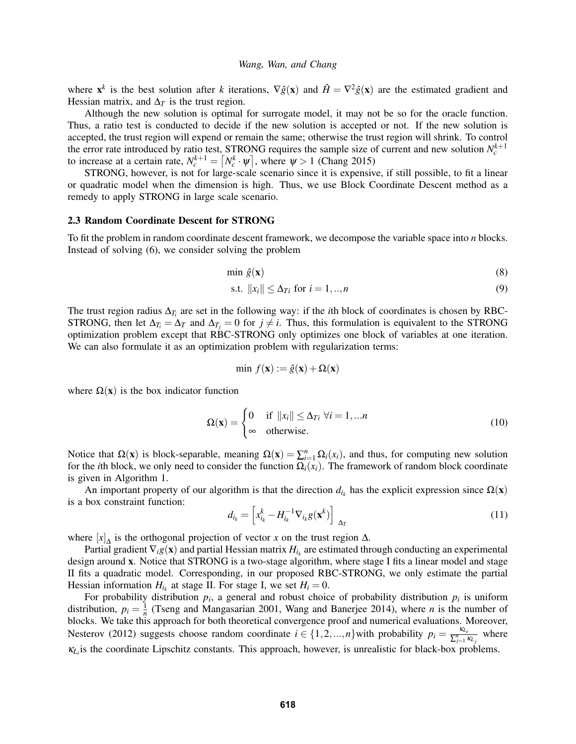where $\mathbf{x}^k$ is the best solution after $k$ iterations, $\nabla \hat{g}(\mathbf{x})$ and $\hat{H} = \nabla^2 \hat{g}(\mathbf{x})$ are the estimated gradient and Hessian matrix, and $\Delta_T$ is the trust region.

Although the new solution is optimal for surrogate model, it may not be so for the oracle function. Thus, a ratio test is conducted to decide if the new solution is accepted or not. If the new solution is accepted, the trust region will expend or remain the same; otherwise the trust region will shrink. To control the error rate introduced by ratio test, STRONG requires the sample size of current and new solution $N_c^{k+1}$ to increase at a certain rate, $N_c^{k+1} = \lceil N_c^k \cdot \psi \rceil$, where $\psi > 1$ (Chang 2015)

STRONG, however, is not for large-scale scenario since it is expensive, if still possible, to fit a linear or quadratic model when the dimension is high. Thus, we use Block Coordinate Descent method as a remedy to apply STRONG in large scale scenario.

### 2.3 Random Coordinate Descent for STRONG

To fit the problem in random coordinate descent framework, we decompose the variable space into $n$ blocks. Instead of solving (6), we consider solving the problem

$$\min \ \hat{g}(\mathbf{x}) \tag{8}$$

$$\text{s.t. } \|x_i\| \leq \Delta_{Ti} \text{ for } i = 1, .., n \tag{9}$$

The trust region radius $\Delta_{T_i}$ are set in the following way: if the $i$th block of coordinates is chosen by RBC-STRONG, then let $\Delta_{T_i} = \Delta_T$ and $\Delta_{T_j} = 0$ for $j \neq i$. Thus, this formulation is equivalent to the STRONG optimization problem except that RBC-STRONG only optimizes one block of variables at one iteration. We can also formulate it as an optimization problem with regularization terms:

$$\min \ f(\mathbf{x}) := \hat{g}(\mathbf{x}) + \Omega(\mathbf{x})$$

where $\Omega(\mathbf{x})$ is the box indicator function

$$\Omega(\mathbf{x}) = \begin{cases} 0 & \text{if } \|x_i\| \leq \Delta_{Ti} \ \forall i = 1, ...n \\ \infty & \text{otherwise.} \end{cases} \tag{10}$$

Notice that $\Omega(\mathbf{x})$ is block-separable, meaning $\Omega(\mathbf{x}) = \sum_{i=1}^{n} \Omega_i(x_i)$, and thus, for computing new solution for the $i$th block, we only need to consider the function $\Omega_i(x_i)$. The framework of random block coordinate is given in Algorithm 1.

An important property of our algorithm is that the direction $d_{i_k}$ has the explicit expression since $\Omega(\mathbf{x})$ is a box constraint function:

$$d_{i_k} = \left[ x_{i_k}^k - H_{i_k}^{-1} \nabla_{i_k} g(\mathbf{x}^k) \right]_{\Delta_T} \tag{11}$$

where $[x]_\Delta$ is the orthogonal projection of vector $x$ on the trust region $\Delta$.

Partial gradient $\nabla_i g(\mathbf{x})$ and partial Hessian matrix $H_{i_k}$ are estimated through conducting an experimental design around $\mathbf{x}$. Notice that STRONG is a two-stage algorithm, where stage I fits a linear model and stage II fits a quadratic model. Corresponding, in our proposed RBC-STRONG, we only estimate the partial Hessian information $H_{i_k}$ at stage II. For stage I, we set $H_i = 0$.

For probability distribution $p_i$, a general and robust choice of probability distribution $p_i$ is uniform distribution, $p_i = \frac{1}{n}$ (Tseng and Mangasarian 2001, Wang and Banerjee 2014), where $n$ is the number of blocks. We take this approach for both theoretical convergence proof and numerical evaluations. Moreover, Nesterov (2012) suggests choose random coordinate $i \in \{1, 2, ..., n\}$with probability $p_i = \frac{\kappa_{L_i}}{\sum_{j=1}^{n} \kappa_{L_j}}$ where $\kappa_{L_i}$is the coordinate Lipschitz constants. This approach, however, is unrealistic for black-box problems.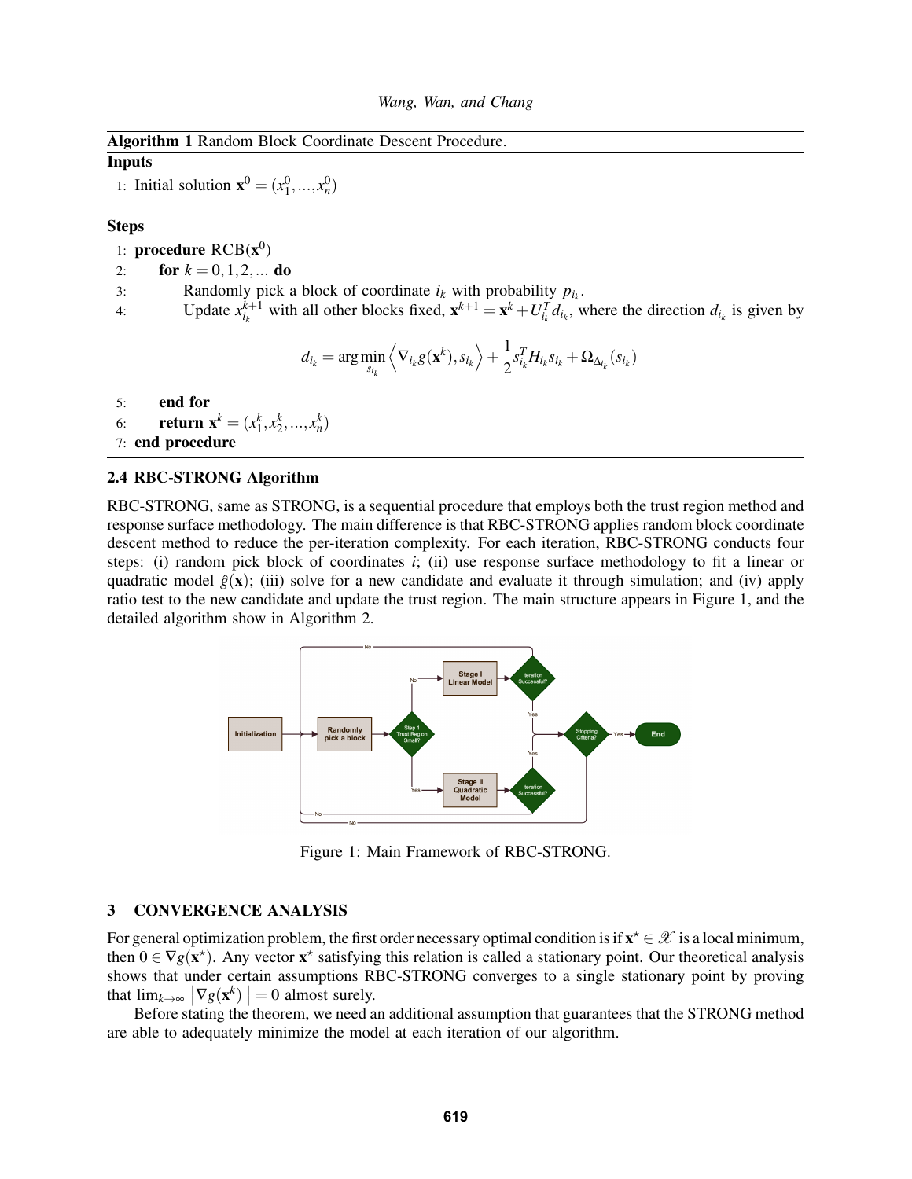**Algorithm 1** Random Block Coordinate Descent Procedure.

**Inputs**

1: Initial solution $\mathbf{x}^0 = (x_1^0, ..., x_n^0)$

**Steps**

1: **procedure** RCB($\mathbf{x}^0$)

2: **for** $k = 0, 1, 2, ...$ **do**

3: Randomly pick a block of coordinate $i_k$ with probability $p_{i_k}$.

4: Update $x_{i_k}^{k+1}$ with all other blocks fixed, $\mathbf{x}^{k+1} = \mathbf{x}^k + U_{i_k}^T d_{i_k}$, where the direction $d_{i_k}$ is given by

$$d_{i_k} = \arg\min_{s_{i_k}} \left\langle \nabla_{i_k} g(\mathbf{x}^k), s_{i_k} \right\rangle + \frac{1}{2} s_{i_k}^T H_{i_k} s_{i_k} + \Omega_{\Delta_{i_k}}(s_{i_k})$$

5: **end for**

6: **return** $\mathbf{x}^k = (x_1^k, x_2^k, ..., x_n^k)$

7: **end procedure**

### 2.4 RBC-STRONG Algorithm

RBC-STRONG, same as STRONG, is a sequential procedure that employs both the trust region method and response surface methodology. The main difference is that RBC-STRONG applies random block coordinate descent method to reduce the per-iteration complexity. For each iteration, RBC-STRONG conducts four steps: (i) random pick block of coordinates $i$; (ii) use response surface methodology to fit a linear or quadratic model $\hat{g}(\mathbf{x})$; (iii) solve for a new candidate and evaluate it through simulation; and (iv) apply ratio test to the new candidate and update the trust region. The main structure appears in Figure 1, and the detailed algorithm show in Algorithm 2.

Figure 1: Main Framework of RBC-STRONG.

## 3 CONVERGENCE ANALYSIS

For general optimization problem, the first order necessary optimal condition is if $\mathbf{x}^\star \in \mathscr{X}$ is a local minimum, then $0 \in \nabla g(\mathbf{x}^\star)$. Any vector $\mathbf{x}^\star$ satisfying this relation is called a stationary point. Our theoretical analysis shows that under certain assumptions RBC-STRONG converges to a single stationary point by proving that $\lim_{k \to \infty} \left\| \nabla g(\mathbf{x}^k) \right\| = 0$ almost surely.

Before stating the theorem, we need an additional assumption that guarantees that the STRONG method are able to adequately minimize the model at each iteration of our algorithm.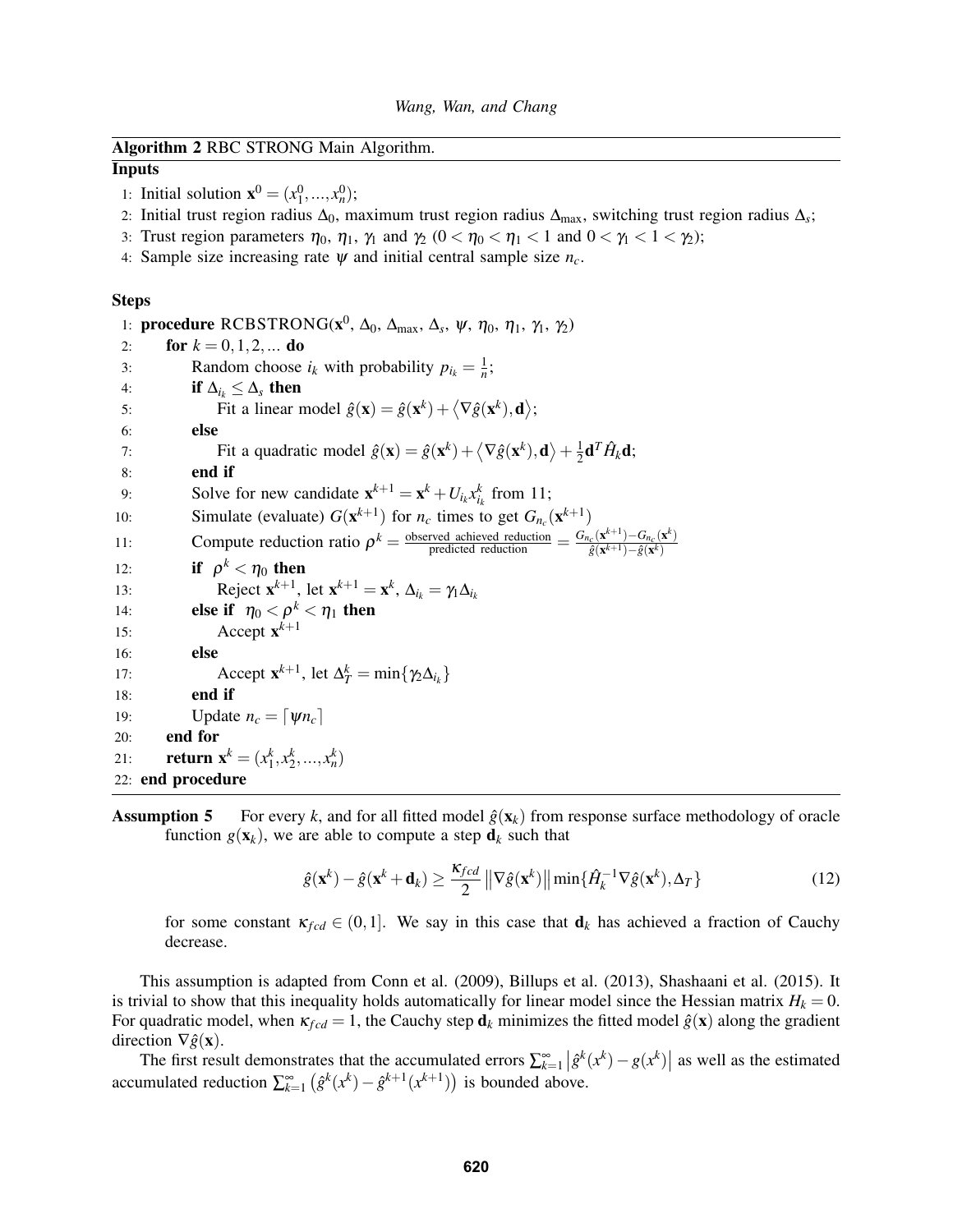**Algorithm 2** RBC STRONG Main Algorithm.

**Inputs**

1: Initial solution $\mathbf{x}^0 = (x_1^0, ..., x_n^0)$;
2: Initial trust region radius $\Delta_0$, maximum trust region radius $\Delta_{\max}$, switching trust region radius $\Delta_s$;
3: Trust region parameters $\eta_0$, $\eta_1$, $\gamma_1$ and $\gamma_2$ ($0 < \eta_0 < \eta_1 < 1$ and $0 < \gamma_1 < 1 < \gamma_2$);
4: Sample size increasing rate $\psi$ and initial central sample size $n_c$.

**Steps**

```
1: procedure RCBSTRONG(x^0, Δ_0, Δ_max, Δ_s, ψ, η_0, η_1, γ_1, γ_2)
2:     for k = 0,1,2,... do
3:         Random choose i_k with probability p_{i_k} = 1/n;
4:         if Δ_{i_k} ≤ Δ_s then
5:             Fit a linear model ĝ(x) = ĝ(x^k) + ⟨∇ĝ(x^k), d⟩;
6:         else
7:             Fit a quadratic model ĝ(x) = ĝ(x^k) + ⟨∇ĝ(x^k), d⟩ + (1/2) d^T Ĥ_k d;
8:         end if
9:         Solve for new candidate x^{k+1} = x^k + U_{i_k} x^k_{i_k} from 11;
10:        Simulate (evaluate) G(x^{k+1}) for n_c times to get G_{n_c}(x^{k+1})
11:        Compute reduction ratio ρ^k = (observed achieved reduction)/(predicted reduction) = (G_{n_c}(x^{k+1}) − G_{n_c}(x^k))/(ĝ(x^{k+1}) − ĝ(x^k))
12:        if ρ^k < η_0 then
13:            Reject x^{k+1}, let x^{k+1} = x^k, Δ_{i_k} = γ_1 Δ_{i_k}
14:        else if η_0 < ρ^k < η_1 then
15:            Accept x^{k+1}
16:        else
17:            Accept x^{k+1}, let Δ_T^k = min{γ_2 Δ_{i_k}}
18:        end if
19:        Update n_c = ⌈ψ n_c⌉
20:    end for
21:    return x^k = (x_1^k, x_2^k, ..., x_n^k)
22: end procedure
```

**Assumption 5** For every $k$, and for all fitted model $\hat{g}(\mathbf{x}_k)$ from response surface methodology of oracle function $g(\mathbf{x}_k)$, we are able to compute a step $\mathbf{d}_k$ such that

$$\hat{g}(\mathbf{x}^k) - \hat{g}(\mathbf{x}^k + \mathbf{d}_k) \geq \frac{\kappa_{fcd}}{2} \left\|\nabla \hat{g}(\mathbf{x}^k)\right\| \min\{\hat{H}_k^{-1} \nabla \hat{g}(\mathbf{x}^k), \Delta_T\} \tag{12}$$

for some constant $\kappa_{fcd} \in (0,1]$. We say in this case that $\mathbf{d}_k$ has achieved a fraction of Cauchy decrease.

This assumption is adapted from Conn et al. (2009), Billups et al. (2013), Shashaani et al. (2015). It is trivial to show that this inequality holds automatically for linear model since the Hessian matrix $H_k = 0$. For quadratic model, when $\kappa_{fcd} = 1$, the Cauchy step $\mathbf{d}_k$ minimizes the fitted model $\hat{g}(\mathbf{x})$ along the gradient direction $\nabla \hat{g}(\mathbf{x})$.

The first result demonstrates that the accumulated errors $\sum_{k=1}^{\infty} \left|\hat{g}^k(x^k) - g(x^k)\right|$ as well as the estimated accumulated reduction $\sum_{k=1}^{\infty} \left(\hat{g}^k(x^k) - \hat{g}^{k+1}(x^{k+1})\right)$ is bounded above.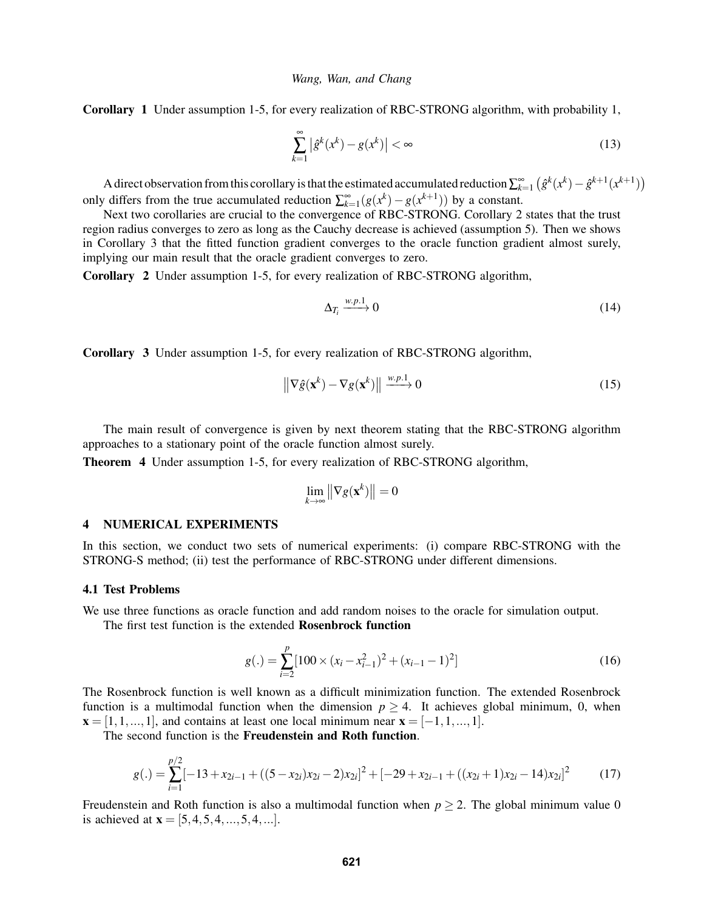**Corollary 1** Under assumption 1-5, for every realization of RBC-STRONG algorithm, with probability 1,

$$\sum_{k=1}^{\infty} \left| \hat{g}^k(x^k) - g(x^k) \right| < \infty \tag{13}$$

A direct observation from this corollary is that the estimated accumulated reduction $\sum_{k=1}^{\infty} \left( \hat{g}^k(x^k) - \hat{g}^{k+1}(x^{k+1}) \right)$ only differs from the true accumulated reduction $\sum_{k=1}^{\infty} (g(x^k) - g(x^{k+1}))$ by a constant.

Next two corollaries are crucial to the convergence of RBC-STRONG. Corollary 2 states that the trust region radius converges to zero as long as the Cauchy decrease is achieved (assumption 5). Then we shows in Corollary 3 that the fitted function gradient converges to the oracle function gradient almost surely, implying our main result that the oracle gradient converges to zero.

**Corollary 2** Under assumption 1-5, for every realization of RBC-STRONG algorithm,

$$\Delta_{T_i} \xrightarrow{w.p.1} 0 \tag{14}$$

**Corollary 3** Under assumption 1-5, for every realization of RBC-STRONG algorithm,

$$\left\| \nabla \hat{g}(\mathbf{x}^k) - \nabla g(\mathbf{x}^k) \right\| \xrightarrow{w.p.1} 0 \tag{15}$$

The main result of convergence is given by next theorem stating that the RBC-STRONG algorithm approaches to a stationary point of the oracle function almost surely.

**Theorem 4** Under assumption 1-5, for every realization of RBC-STRONG algorithm,

$$\lim_{k \to \infty} \left\| \nabla g(\mathbf{x}^k) \right\| = 0$$

## 4 NUMERICAL EXPERIMENTS

In this section, we conduct two sets of numerical experiments: (i) compare RBC-STRONG with the STRONG-S method; (ii) test the performance of RBC-STRONG under different dimensions.

### 4.1 Test Problems

We use three functions as oracle function and add random noises to the oracle for simulation output.

The first test function is the extended **Rosenbrock function**

$$g(.) = \sum_{i=2}^{p} [100 \times (x_i - x_{i-1}^2)^2 + (x_{i-1} - 1)^2] \tag{16}$$

The Rosenbrock function is well known as a difficult minimization function. The extended Rosenbrock function is a multimodal function when the dimension $p \geq 4$. It achieves global minimum, 0, when $\mathbf{x} = [1, 1, ..., 1]$, and contains at least one local minimum near $\mathbf{x} = [-1, 1, ..., 1]$.

The second function is the **Freudenstein and Roth function**.

$$g(.) = \sum_{i=1}^{p/2} [-13 + x_{2i-1} + ((5 - x_{2i})x_{2i} - 2)x_{2i}]^2 + [-29 + x_{2i-1} + ((x_{2i} + 1)x_{2i} - 14)x_{2i}]^2 \tag{17}$$

Freudenstein and Roth function is also a multimodal function when $p \geq 2$. The global minimum value 0 is achieved at $\mathbf{x} = [5, 4, 5, 4, ..., 5, 4, ...]$.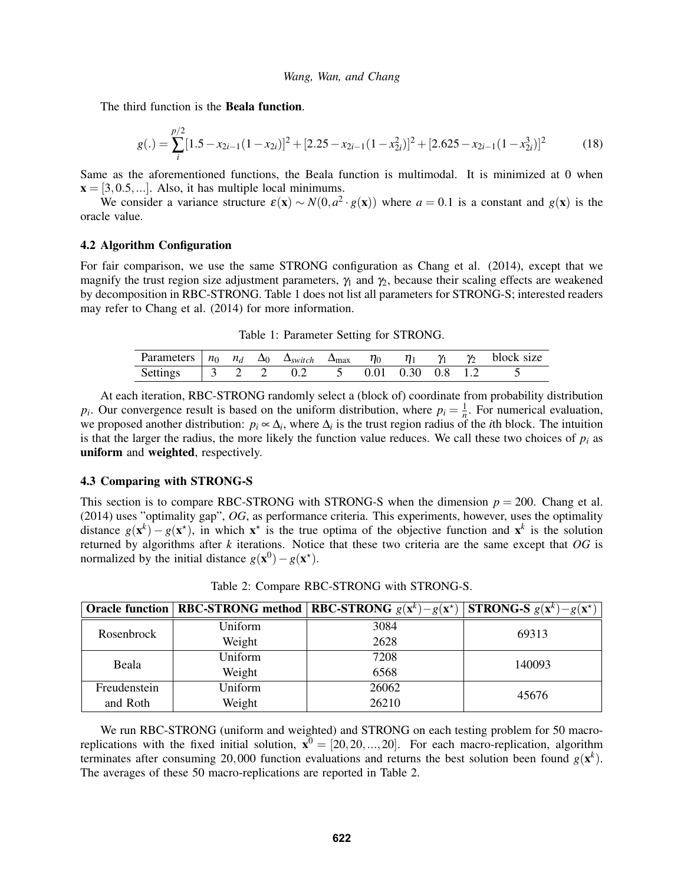The third function is the **Beala function**.

$$g(.) = \sum_{i}^{p/2} [1.5 - x_{2i-1}(1-x_{2i})]^2 + [2.25 - x_{2i-1}(1-x_{2i}^2)]^2 + [2.625 - x_{2i-1}(1-x_{2i}^3)]^2 \tag{18}$$

Same as the aforementioned functions, the Beala function is multimodal. It is minimized at 0 when $\mathbf{x} = [3, 0.5, ...]$. Also, it has multiple local minimums.

We consider a variance structure $\varepsilon(\mathbf{x}) \sim N(0, a^2 \cdot g(\mathbf{x}))$ where $a = 0.1$ is a constant and $g(\mathbf{x})$ is the oracle value.

### 4.2 Algorithm Configuration

For fair comparison, we use the same STRONG configuration as Chang et al. (2014), except that we magnify the trust region size adjustment parameters, $\gamma_1$ and $\gamma_2$, because their scaling effects are weakened by decomposition in RBC-STRONG. Table 1 does not list all parameters for STRONG-S; interested readers may refer to Chang et al. (2014) for more information.

Table 1: Parameter Setting for STRONG.

| Parameters | $n_0$ | $n_d$ | $\Delta_0$ | $\Delta_{switch}$ | $\Delta_{\max}$ | $\eta_0$ | $\eta_1$ | $\gamma_1$ | $\gamma_2$ | block size |
|---|---|---|---|---|---|---|---|---|---|---|
| Settings | 3 | 2 | 2 | 0.2 | 5 | 0.01 | 0.30 | 0.8 | 1.2 | 5 |

At each iteration, RBC-STRONG randomly select a (block of) coordinate from probability distribution $p_i$. Our convergence result is based on the uniform distribution, where $p_i = \frac{1}{n}$. For numerical evaluation, we proposed another distribution: $p_i \propto \Delta_i$, where $\Delta_i$ is the trust region radius of the $i$th block. The intuition is that the larger the radius, the more likely the function value reduces. We call these two choices of $p_i$ as **uniform** and **weighted**, respectively.

### 4.3 Comparing with STRONG-S

This section is to compare RBC-STRONG with STRONG-S when the dimension $p = 200$. Chang et al. (2014) uses "optimality gap", *OG*, as performance criteria. This experiments, however, uses the optimality distance $g(\mathbf{x}^k) - g(\mathbf{x}^\star)$, in which $\mathbf{x}^\star$ is the true optima of the objective function and $\mathbf{x}^k$ is the solution returned by algorithms after $k$ iterations. Notice that these two criteria are the same except that *OG* is normalized by the initial distance $g(\mathbf{x}^0) - g(\mathbf{x}^\star)$.

Table 2: Compare RBC-STRONG with STRONG-S.

| **Oracle function** | **RBC-STRONG method** | **RBC-STRONG $g(\mathbf{x}^k) - g(\mathbf{x}^\star)$** | **STRONG-S $g(\mathbf{x}^k) - g(\mathbf{x}^\star)$** |
|---|---|---|---|
| Rosenbrock | Uniform | 3084 | 69313 |
| | Weight | 2628 | |
| Beala | Uniform | 7208 | 140093 |
| | Weight | 6568 | |
| Freudenstein and Roth | Uniform | 26062 | 45676 |
| | Weight | 26210 | |

We run RBC-STRONG (uniform and weighted) and STRONG on each testing problem for 50 macro-replications with the fixed initial solution, $\mathbf{x}^0 = [20, 20, ..., 20]$. For each macro-replication, algorithm terminates after consuming 20,000 function evaluations and returns the best solution been found $g(\mathbf{x}^k)$. The averages of these 50 macro-replications are reported in Table 2.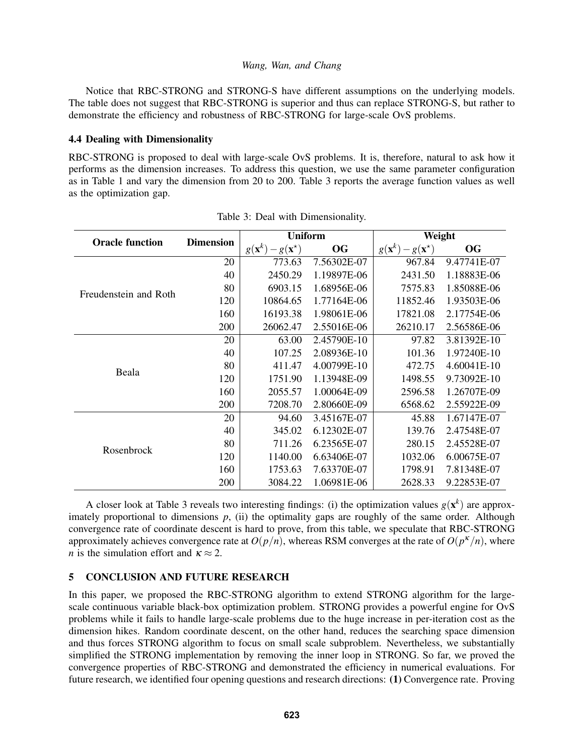Notice that RBC-STRONG and STRONG-S have different assumptions on the underlying models. The table does not suggest that RBC-STRONG is superior and thus can replace STRONG-S, but rather to demonstrate the efficiency and robustness of RBC-STRONG for large-scale OvS problems.

### 4.4 Dealing with Dimensionality

RBC-STRONG is proposed to deal with large-scale OvS problems. It is, therefore, natural to ask how it performs as the dimension increases. To address this question, we use the same parameter configuration as in Table 1 and vary the dimension from 20 to 200. Table 3 reports the average function values as well as the optimization gap.

Table 3: Deal with Dimensionality.

| Oracle function | Dimension | Uniform | | Weight | |
|---|---|---|---|---|---|
| | | $g(\mathbf{x}^k)-g(\mathbf{x}^\star)$ | OG | $g(\mathbf{x}^k)-g(\mathbf{x}^\star)$ | OG |
| Freudenstein and Roth | 20 | 773.63 | 7.56302E-07 | 967.84 | 9.47741E-07 |
| | 40 | 2450.29 | 1.19897E-06 | 2431.50 | 1.18883E-06 |
| | 80 | 6903.15 | 1.68956E-06 | 7575.83 | 1.85088E-06 |
| | 120 | 10864.65 | 1.77164E-06 | 11852.46 | 1.93503E-06 |
| | 160 | 16193.38 | 1.98061E-06 | 17821.08 | 2.17754E-06 |
| | 200 | 26062.47 | 2.55016E-06 | 26210.17 | 2.56586E-06 |
| Beala | 20 | 63.00 | 2.45790E-10 | 97.82 | 3.81392E-10 |
| | 40 | 107.25 | 2.08936E-10 | 101.36 | 1.97240E-10 |
| | 80 | 411.47 | 4.00799E-10 | 472.75 | 4.60041E-10 |
| | 120 | 1751.90 | 1.13948E-09 | 1498.55 | 9.73092E-10 |
| | 160 | 2055.57 | 1.00064E-09 | 2596.58 | 1.26707E-09 |
| | 200 | 7208.70 | 2.80660E-09 | 6568.62 | 2.55922E-09 |
| Rosenbrock | 20 | 94.60 | 3.45167E-07 | 45.88 | 1.67147E-07 |
| | 40 | 345.02 | 6.12302E-07 | 139.76 | 2.47548E-07 |
| | 80 | 711.26 | 6.23565E-07 | 280.15 | 2.45528E-07 |
| | 120 | 1140.00 | 6.63406E-07 | 1032.06 | 6.00675E-07 |
| | 160 | 1753.63 | 7.63370E-07 | 1798.91 | 7.81348E-07 |
| | 200 | 3084.22 | 1.06981E-06 | 2628.33 | 9.22853E-07 |

A closer look at Table 3 reveals two interesting findings: (i) the optimization values $g(\mathbf{x}^k)$ are approximately proportional to dimensions $p$, (ii) the optimality gaps are roughly of the same order. Although convergence rate of coordinate descent is hard to prove, from this table, we speculate that RBC-STRONG approximately achieves convergence rate at $O(p/n)$, whereas RSM converges at the rate of $O(p^\kappa/n)$, where $n$ is the simulation effort and $\kappa \approx 2$.

## 5 CONCLUSION AND FUTURE RESEARCH

In this paper, we proposed the RBC-STRONG algorithm to extend STRONG algorithm for the large-scale continuous variable black-box optimization problem. STRONG provides a powerful engine for OvS problems while it fails to handle large-scale problems due to the huge increase in per-iteration cost as the dimension hikes. Random coordinate descent, on the other hand, reduces the searching space dimension and thus forces STRONG algorithm to focus on small scale subproblem. Nevertheless, we substantially simplified the STRONG implementation by removing the inner loop in STRONG. So far, we proved the convergence properties of RBC-STRONG and demonstrated the efficiency in numerical evaluations. For future research, we identified four opening questions and research directions: **(1)** Convergence rate. Proving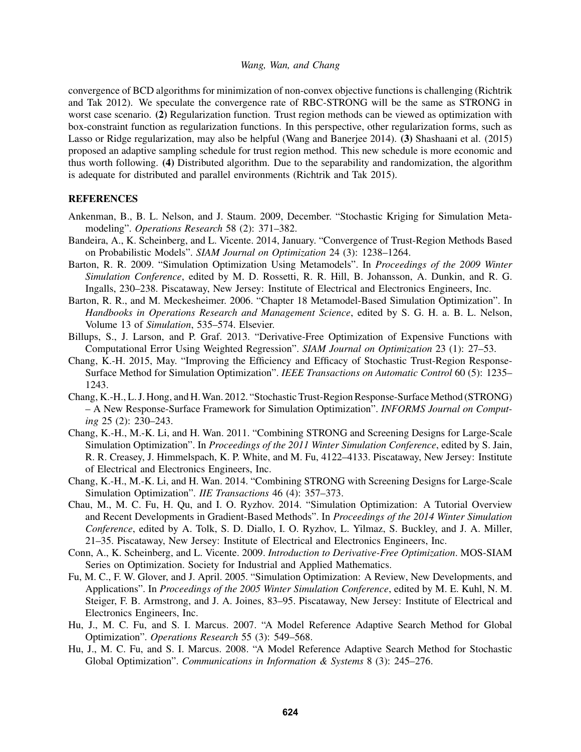convergence of BCD algorithms for minimization of non-convex objective functions is challenging (Richtrik and Tak 2012). We speculate the convergence rate of RBC-STRONG will be the same as STRONG in worst case scenario. **(2)** Regularization function. Trust region methods can be viewed as optimization with box-constraint function as regularization functions. In this perspective, other regularization forms, such as Lasso or Ridge regularization, may also be helpful (Wang and Banerjee 2014). **(3)** Shashaani et al. (2015) proposed an adaptive sampling schedule for trust region method. This new schedule is more economic and thus worth following. **(4)** Distributed algorithm. Due to the separability and randomization, the algorithm is adequate for distributed and parallel environments (Richtrik and Tak 2015).

## REFERENCES

Ankenman, B., B. L. Nelson, and J. Staum. 2009, December. "Stochastic Kriging for Simulation Metamodeling". *Operations Research* 58 (2): 371–382.

Bandeira, A., K. Scheinberg, and L. Vicente. 2014, January. "Convergence of Trust-Region Methods Based on Probabilistic Models". *SIAM Journal on Optimization* 24 (3): 1238–1264.

Barton, R. R. 2009. "Simulation Optimization Using Metamodels". In *Proceedings of the 2009 Winter Simulation Conference*, edited by M. D. Rossetti, R. R. Hill, B. Johansson, A. Dunkin, and R. G. Ingalls, 230–238. Piscataway, New Jersey: Institute of Electrical and Electronics Engineers, Inc.

Barton, R. R., and M. Meckesheimer. 2006. "Chapter 18 Metamodel-Based Simulation Optimization". In *Handbooks in Operations Research and Management Science*, edited by S. G. H. a. B. L. Nelson, Volume 13 of *Simulation*, 535–574. Elsevier.

Billups, S., J. Larson, and P. Graf. 2013. "Derivative-Free Optimization of Expensive Functions with Computational Error Using Weighted Regression". *SIAM Journal on Optimization* 23 (1): 27–53.

Chang, K.-H. 2015, May. "Improving the Efficiency and Efficacy of Stochastic Trust-Region Response-Surface Method for Simulation Optimization". *IEEE Transactions on Automatic Control* 60 (5): 1235–1243.

Chang, K.-H., L. J. Hong, and H. Wan. 2012. "Stochastic Trust-Region Response-Surface Method (STRONG) – A New Response-Surface Framework for Simulation Optimization". *INFORMS Journal on Computing* 25 (2): 230–243.

Chang, K.-H., M.-K. Li, and H. Wan. 2011. "Combining STRONG and Screening Designs for Large-Scale Simulation Optimization". In *Proceedings of the 2011 Winter Simulation Conference*, edited by S. Jain, R. R. Creasey, J. Himmelspach, K. P. White, and M. Fu, 4122–4133. Piscataway, New Jersey: Institute of Electrical and Electronics Engineers, Inc.

Chang, K.-H., M.-K. Li, and H. Wan. 2014. "Combining STRONG with Screening Designs for Large-Scale Simulation Optimization". *IIE Transactions* 46 (4): 357–373.

Chau, M., M. C. Fu, H. Qu, and I. O. Ryzhov. 2014. "Simulation Optimization: A Tutorial Overview and Recent Developments in Gradient-Based Methods". In *Proceedings of the 2014 Winter Simulation Conference*, edited by A. Tolk, S. D. Diallo, I. O. Ryzhov, L. Yilmaz, S. Buckley, and J. A. Miller, 21–35. Piscataway, New Jersey: Institute of Electrical and Electronics Engineers, Inc.

Conn, A., K. Scheinberg, and L. Vicente. 2009. *Introduction to Derivative-Free Optimization*. MOS-SIAM Series on Optimization. Society for Industrial and Applied Mathematics.

Fu, M. C., F. W. Glover, and J. April. 2005. "Simulation Optimization: A Review, New Developments, and Applications". In *Proceedings of the 2005 Winter Simulation Conference*, edited by M. E. Kuhl, N. M. Steiger, F. B. Armstrong, and J. A. Joines, 83–95. Piscataway, New Jersey: Institute of Electrical and Electronics Engineers, Inc.

Hu, J., M. C. Fu, and S. I. Marcus. 2007. "A Model Reference Adaptive Search Method for Global Optimization". *Operations Research* 55 (3): 549–568.

Hu, J., M. C. Fu, and S. I. Marcus. 2008. "A Model Reference Adaptive Search Method for Stochastic Global Optimization". *Communications in Information & Systems* 8 (3): 245–276.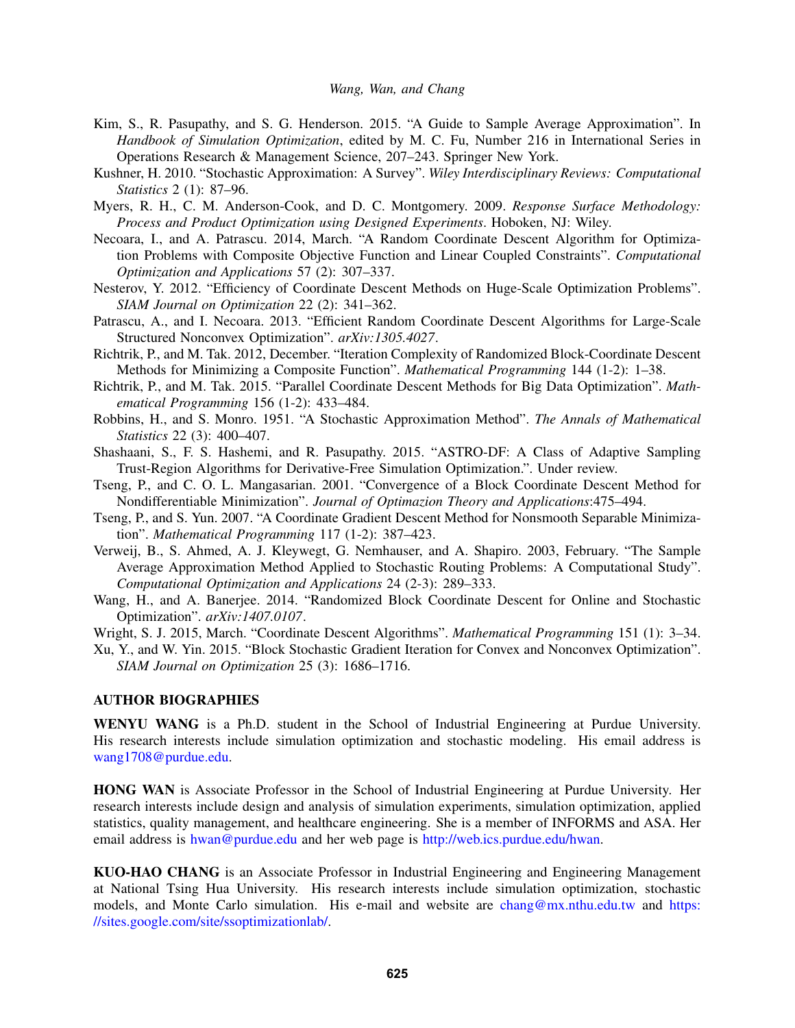Kim, S., R. Pasupathy, and S. G. Henderson. 2015. "A Guide to Sample Average Approximation". In *Handbook of Simulation Optimization*, edited by M. C. Fu, Number 216 in International Series in Operations Research & Management Science, 207–243. Springer New York.

Kushner, H. 2010. "Stochastic Approximation: A Survey". *Wiley Interdisciplinary Reviews: Computational Statistics* 2 (1): 87–96.

Myers, R. H., C. M. Anderson-Cook, and D. C. Montgomery. 2009. *Response Surface Methodology: Process and Product Optimization using Designed Experiments*. Hoboken, NJ: Wiley.

Necoara, I., and A. Patrascu. 2014, March. "A Random Coordinate Descent Algorithm for Optimization Problems with Composite Objective Function and Linear Coupled Constraints". *Computational Optimization and Applications* 57 (2): 307–337.

Nesterov, Y. 2012. "Efficiency of Coordinate Descent Methods on Huge-Scale Optimization Problems". *SIAM Journal on Optimization* 22 (2): 341–362.

Patrascu, A., and I. Necoara. 2013. "Efficient Random Coordinate Descent Algorithms for Large-Scale Structured Nonconvex Optimization". *arXiv:1305.4027*.

Richtrik, P., and M. Tak. 2012, December. "Iteration Complexity of Randomized Block-Coordinate Descent Methods for Minimizing a Composite Function". *Mathematical Programming* 144 (1-2): 1–38.

Richtrik, P., and M. Tak. 2015. "Parallel Coordinate Descent Methods for Big Data Optimization". *Mathematical Programming* 156 (1-2): 433–484.

Robbins, H., and S. Monro. 1951. "A Stochastic Approximation Method". *The Annals of Mathematical Statistics* 22 (3): 400–407.

Shashaani, S., F. S. Hashemi, and R. Pasupathy. 2015. "ASTRO-DF: A Class of Adaptive Sampling Trust-Region Algorithms for Derivative-Free Simulation Optimization.". Under review.

Tseng, P., and C. O. L. Mangasarian. 2001. "Convergence of a Block Coordinate Descent Method for Nondifferentiable Minimization". *Journal of Optimazion Theory and Applications*:475–494.

Tseng, P., and S. Yun. 2007. "A Coordinate Gradient Descent Method for Nonsmooth Separable Minimization". *Mathematical Programming* 117 (1-2): 387–423.

Verweij, B., S. Ahmed, A. J. Kleywegt, G. Nemhauser, and A. Shapiro. 2003, February. "The Sample Average Approximation Method Applied to Stochastic Routing Problems: A Computational Study". *Computational Optimization and Applications* 24 (2-3): 289–333.

Wang, H., and A. Banerjee. 2014. "Randomized Block Coordinate Descent for Online and Stochastic Optimization". *arXiv:1407.0107*.

Wright, S. J. 2015, March. "Coordinate Descent Algorithms". *Mathematical Programming* 151 (1): 3–34.

Xu, Y., and W. Yin. 2015. "Block Stochastic Gradient Iteration for Convex and Nonconvex Optimization". *SIAM Journal on Optimization* 25 (3): 1686–1716.

## AUTHOR BIOGRAPHIES

**WENYU WANG** is a Ph.D. student in the School of Industrial Engineering at Purdue University. His research interests include simulation optimization and stochastic modeling. His email address is wang1708@purdue.edu.

**HONG WAN** is Associate Professor in the School of Industrial Engineering at Purdue University. Her research interests include design and analysis of simulation experiments, simulation optimization, applied statistics, quality management, and healthcare engineering. She is a member of INFORMS and ASA. Her email address is hwan@purdue.edu and her web page is http://web.ics.purdue.edu/hwan.

**KUO-HAO CHANG** is an Associate Professor in Industrial Engineering and Engineering Management at National Tsing Hua University. His research interests include simulation optimization, stochastic models, and Monte Carlo simulation. His e-mail and website are chang@mx.nthu.edu.tw and https://sites.google.com/site/ssoptimizationlab/.